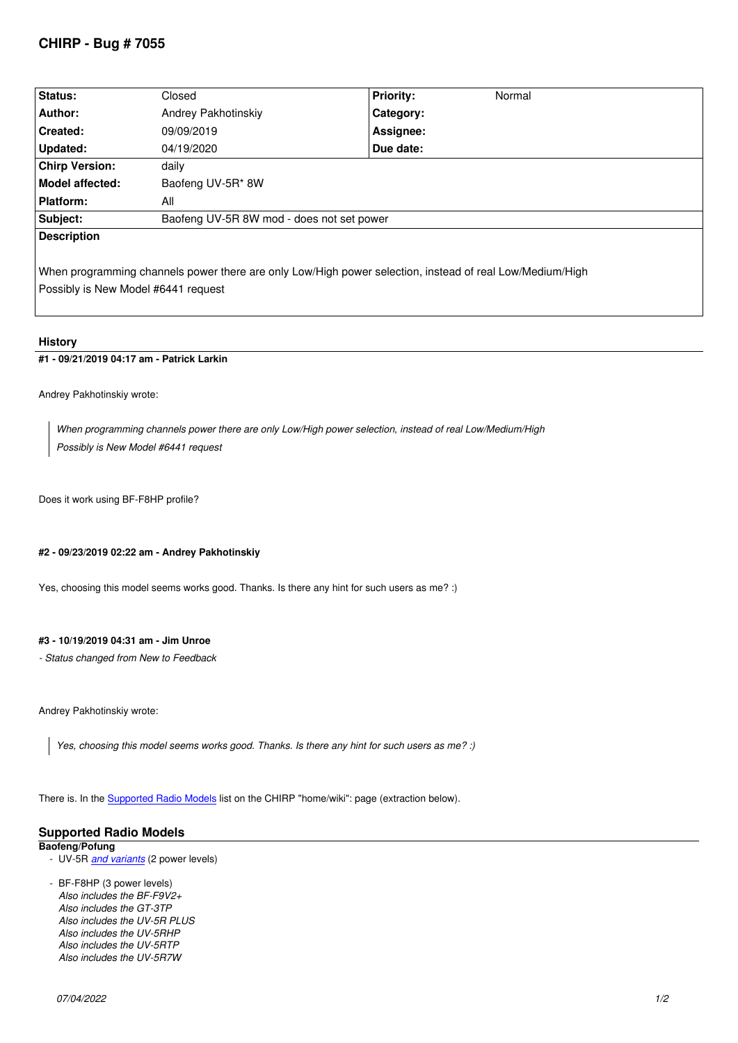# CHIRP - Bug # 7055

| Status: | Closed | Priority: | Normal |
|---|---|---|---|
| Author: | Andrey Pakhotinskiy | Category: | |
| Created: | 09/09/2019 | Assignee: | |
| Updated: | 04/19/2020 | Due date: | |
| Chirp Version: | daily | | |
| Model affected: | Baofeng UV-5R* 8W | | |
| Platform: | All | | |
| Subject: | Baofeng UV-5R 8W mod - does not set power | | |

**Description**

When programming channels power there are only Low/High power selection, instead of real Low/Medium/High
Possibly is New Model #6441 request

## History

#### #1 - 09/21/2019 04:17 am - Patrick Larkin

Andrey Pakhotinskiy wrote:

> *When programming channels power there are only Low/High power selection, instead of real Low/Medium/High*
> *Possibly is New Model #6441 request*

Does it work using BF-F8HP profile?

#### #2 - 09/23/2019 02:22 am - Andrey Pakhotinskiy

Yes, choosing this model seems works good. Thanks. Is there any hint for such users as me? :)

#### #3 - 10/19/2019 04:31 am - Jim Unroe

*- Status changed from New to Feedback*

Andrey Pakhotinskiy wrote:

> *Yes, choosing this model seems works good. Thanks. Is there any hint for such users as me? :)*

There is. In the Supported Radio Models list on the CHIRP "home/wiki": page (extraction below).

## Supported Radio Models

**Baofeng/Pofung**

- UV-5R *and variants* (2 power levels)

- BF-F8HP (3 power levels)
  *Also includes the BF-F9V2+*
  *Also includes the GT-3TP*
  *Also includes the UV-5R PLUS*
  *Also includes the UV-5RHP*
  *Also includes the UV-5RTP*
  *Also includes the UV-5R7W*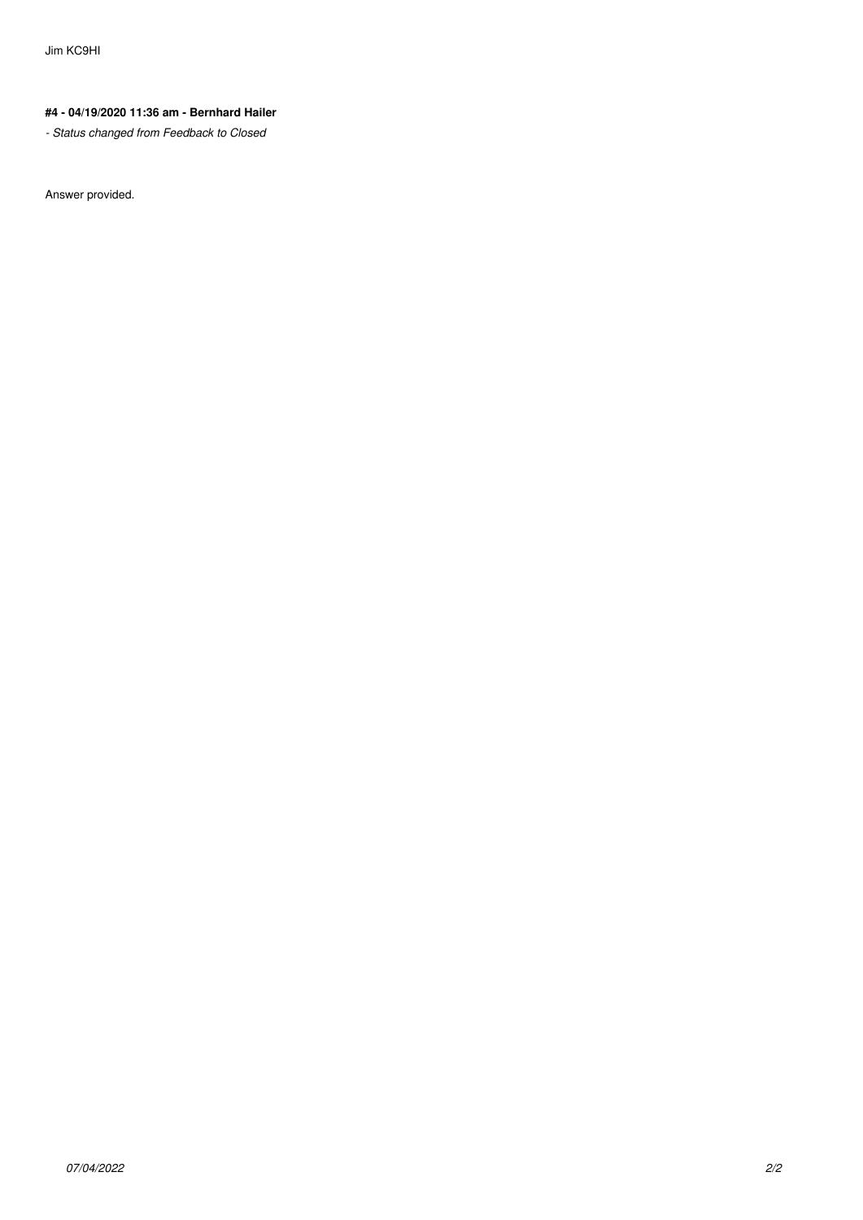Jim KC9HI

**#4 - 04/19/2020 11:36 am - Bernhard Hailer**

*- Status changed from Feedback to Closed*

Answer provided.